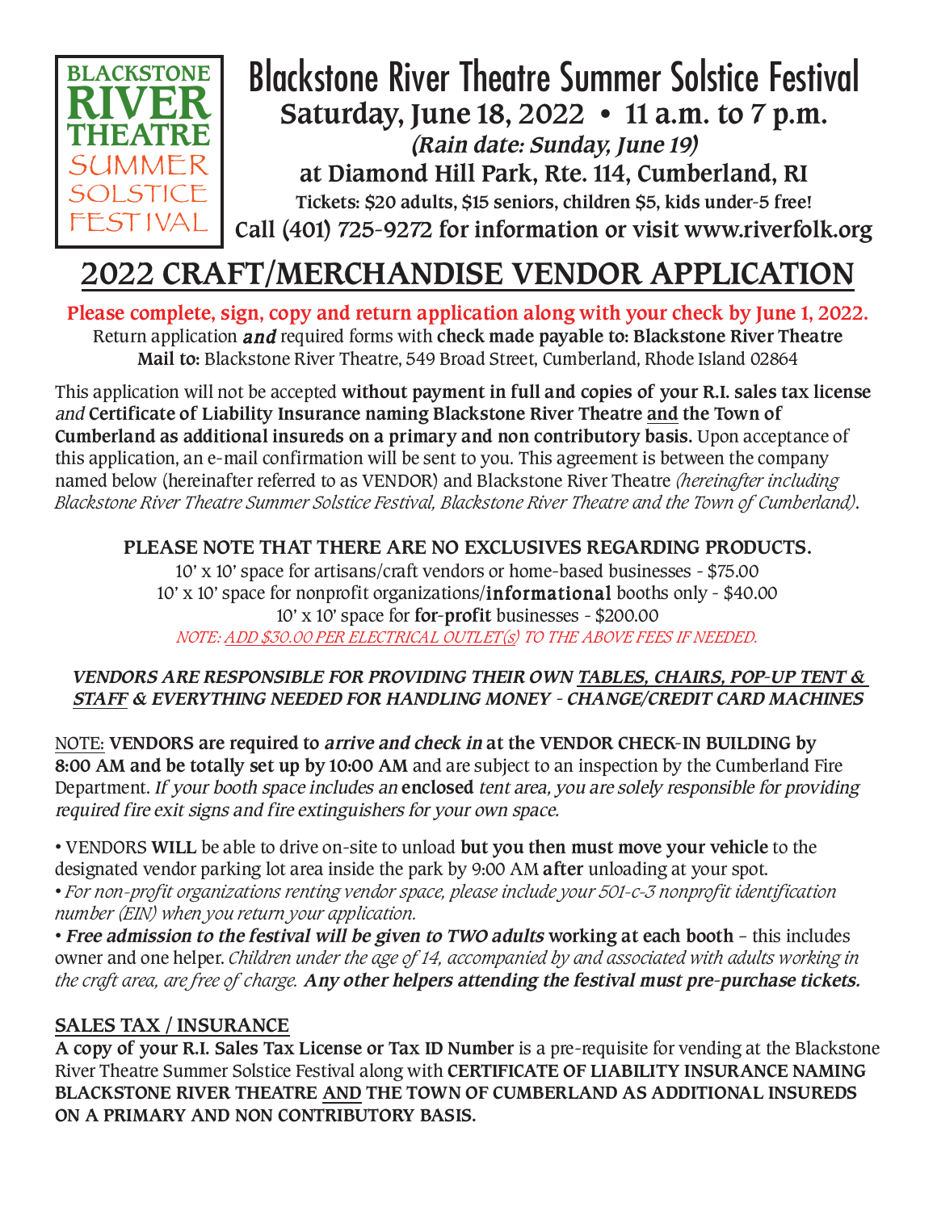BLACKSTONE RIVER THEATRE SUMMER SOLSTICE FESTIVAL

# Blackstone River Theatre Summer Solstice Festival

**Saturday, June 18, 2022 • 11 a.m. to 7 p.m.**

***(Rain date: Sunday, June 19)***

**at Diamond Hill Park, Rte. 114, Cumberland, RI**

**Tickets: $20 adults, $15 seniors, children $5, kids under-5 free!**

**Call (401) 725-9272 for information or visit www.riverfolk.org**

# 2022 CRAFT/MERCHANDISE VENDOR APPLICATION

**Please complete, sign, copy and return application along with your check by June 1, 2022.**

Return application ***and*** required forms with **check made payable to: Blackstone River Theatre**

**Mail to:** Blackstone River Theatre, 549 Broad Street, Cumberland, Rhode Island 02864

This application will not be accepted **without payment in full and copies of your R.I. sales tax license** *and* **Certificate of Liability Insurance naming Blackstone River Theatre and the Town of Cumberland as additional insureds on a primary and non contributory basis.** Upon acceptance of this application, an e-mail confirmation will be sent to you. This agreement is between the company named below (hereinafter referred to as VENDOR) and Blackstone River Theatre *(hereinafter including Blackstone River Theatre Summer Solstice Festival, Blackstone River Theatre and the Town of Cumberland)*.

**PLEASE NOTE THAT THERE ARE NO EXCLUSIVES REGARDING PRODUCTS.**

10' x 10' space for artisans/craft vendors or home-based businesses - $75.00
10' x 10' space for nonprofit organizations/**informational** booths only - $40.00
10' x 10' space for **for-profit** businesses - $200.00
*NOTE: ADD $30.00 PER ELECTRICAL OUTLET(s) TO THE ABOVE FEES IF NEEDED.*

***VENDORS ARE RESPONSIBLE FOR PROVIDING THEIR OWN TABLES, CHAIRS, POP-UP TENT & STAFF & EVERYTHING NEEDED FOR HANDLING MONEY - CHANGE/CREDIT CARD MACHINES***

NOTE: **VENDORS are required to *arrive and check in* at the VENDOR CHECK-IN BUILDING by 8:00 AM and be totally set up by 10:00 AM** and are subject to an inspection by the Cumberland Fire Department. *If your booth space includes an* **enclosed** *tent area, you are solely responsible for providing required fire exit signs and fire extinguishers for your own space.*

- VENDORS **WILL** be able to drive on-site to unload **but you then must move your vehicle** to the designated vendor parking lot area inside the park by 9:00 AM **after** unloading at your spot.
- *For non-profit organizations renting vendor space, please include your 501-c-3 nonprofit identification number (EIN) when you return your application.*
- ***Free admission to the festival will be given to TWO adults*** **working at each booth** – this includes owner and one helper. *Children under the age of 14, accompanied by and associated with adults working in the craft area, are free of charge.* ***Any other helpers attending the festival must pre-purchase tickets.***

## SALES TAX / INSURANCE

**A copy of your R.I. Sales Tax License or Tax ID Number** is a pre-requisite for vending at the Blackstone River Theatre Summer Solstice Festival along with **CERTIFICATE OF LIABILITY INSURANCE NAMING BLACKSTONE RIVER THEATRE AND THE TOWN OF CUMBERLAND AS ADDITIONAL INSUREDS ON A PRIMARY AND NON CONTRIBUTORY BASIS.**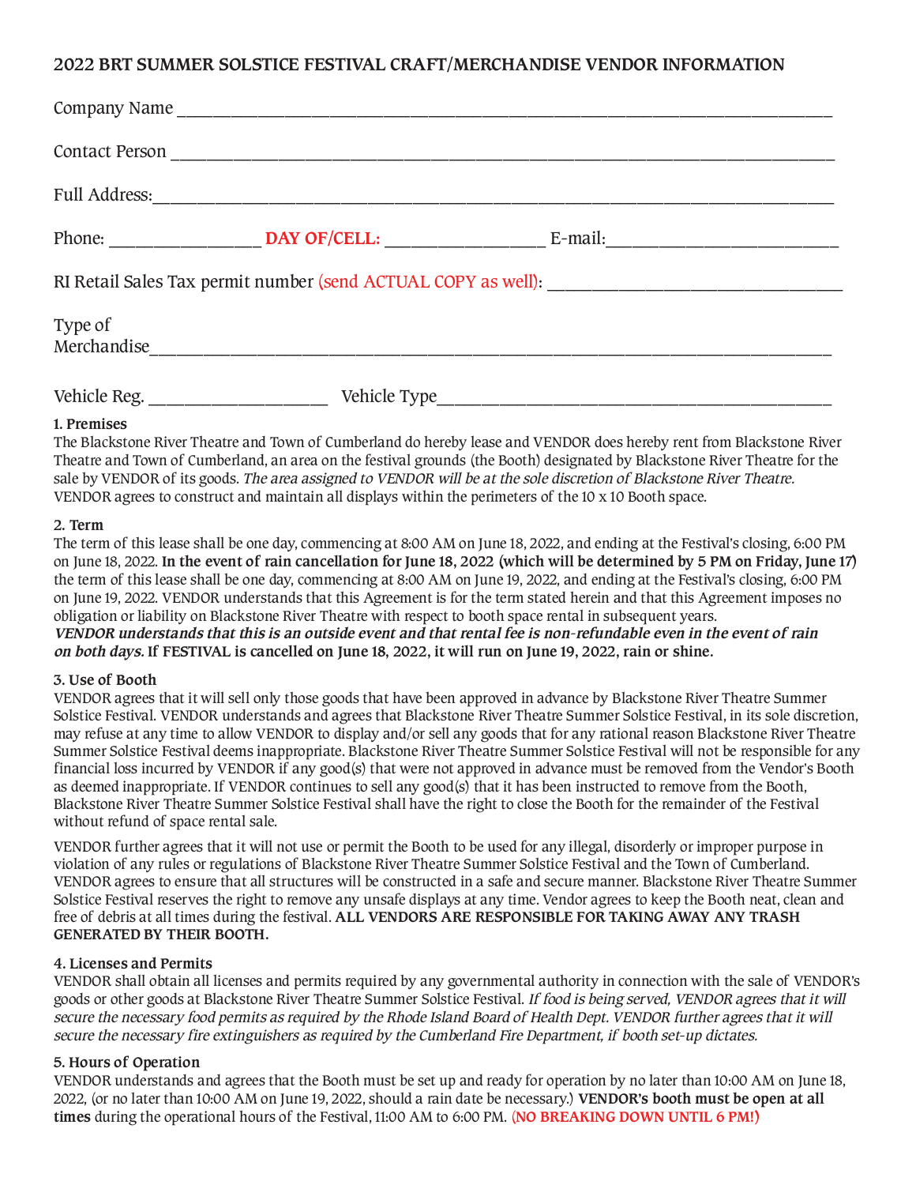## 2022 BRT SUMMER SOLSTICE FESTIVAL CRAFT/MERCHANDISE VENDOR INFORMATION

Company Name ___________________________________________________________________________

Contact Person __________________________________________________________________________

Full Address:____________________________________________________________________________

Phone: _________________ **DAY OF/CELL:** __________________ E-mail:__________________________

RI Retail Sales Tax permit number (send ACTUAL COPY as well): ______________________________

Type of Merchandise______________________________________________________________________

Vehicle Reg. ____________________ Vehicle Type_________________________________________

**1. Premises**

The Blackstone River Theatre and Town of Cumberland do hereby lease and VENDOR does hereby rent from Blackstone River Theatre and Town of Cumberland, an area on the festival grounds (the Booth) designated by Blackstone River Theatre for the sale by VENDOR of its goods. *The area assigned to VENDOR will be at the sole discretion of Blackstone River Theatre.* VENDOR agrees to construct and maintain all displays within the perimeters of the 10 x 10 Booth space.

**2. Term**

The term of this lease shall be one day, commencing at 8:00 AM on June 18, 2022, and ending at the Festival's closing, 6:00 PM on June 18, 2022. **In the event of rain cancellation for June 18, 2022 (which will be determined by 5 PM on Friday, June 17)** the term of this lease shall be one day, commencing at 8:00 AM on June 19, 2022, and ending at the Festival's closing, 6:00 PM on June 19, 2022. VENDOR understands that this Agreement is for the term stated herein and that this Agreement imposes no obligation or liability on Blackstone River Theatre with respect to booth space rental in subsequent years.
***VENDOR understands that this is an outside event and that rental fee is non-refundable even in the event of rain on both days.*** **If FESTIVAL is cancelled on June 18, 2022, it will run on June 19, 2022, rain or shine.**

**3. Use of Booth**

VENDOR agrees that it will sell only those goods that have been approved in advance by Blackstone River Theatre Summer Solstice Festival. VENDOR understands and agrees that Blackstone River Theatre Summer Solstice Festival, in its sole discretion, may refuse at any time to allow VENDOR to display and/or sell any goods that for any rational reason Blackstone River Theatre Summer Solstice Festival deems inappropriate. Blackstone River Theatre Summer Solstice Festival will not be responsible for any financial loss incurred by VENDOR if any good(s) that were not approved in advance must be removed from the Vendor's Booth as deemed inappropriate. If VENDOR continues to sell any good(s) that it has been instructed to remove from the Booth, Blackstone River Theatre Summer Solstice Festival shall have the right to close the Booth for the remainder of the Festival without refund of space rental sale.

VENDOR further agrees that it will not use or permit the Booth to be used for any illegal, disorderly or improper purpose in violation of any rules or regulations of Blackstone River Theatre Summer Solstice Festival and the Town of Cumberland. VENDOR agrees to ensure that all structures will be constructed in a safe and secure manner. Blackstone River Theatre Summer Solstice Festival reserves the right to remove any unsafe displays at any time. Vendor agrees to keep the Booth neat, clean and free of debris at all times during the festival. **ALL VENDORS ARE RESPONSIBLE FOR TAKING AWAY ANY TRASH GENERATED BY THEIR BOOTH.**

**4. Licenses and Permits**

VENDOR shall obtain all licenses and permits required by any governmental authority in connection with the sale of VENDOR's goods or other goods at Blackstone River Theatre Summer Solstice Festival. *If food is being served, VENDOR agrees that it will secure the necessary food permits as required by the Rhode Island Board of Health Dept. VENDOR further agrees that it will secure the necessary fire extinguishers as required by the Cumberland Fire Department, if booth set-up dictates.*

**5. Hours of Operation**

VENDOR understands and agrees that the Booth must be set up and ready for operation by no later than 10:00 AM on June 18, 2022, (or no later than 10:00 AM on June 19, 2022, should a rain date be necessary.) **VENDOR's booth must be open at all times** during the operational hours of the Festival, 11:00 AM to 6:00 PM. **(NO BREAKING DOWN UNTIL 6 PM!)**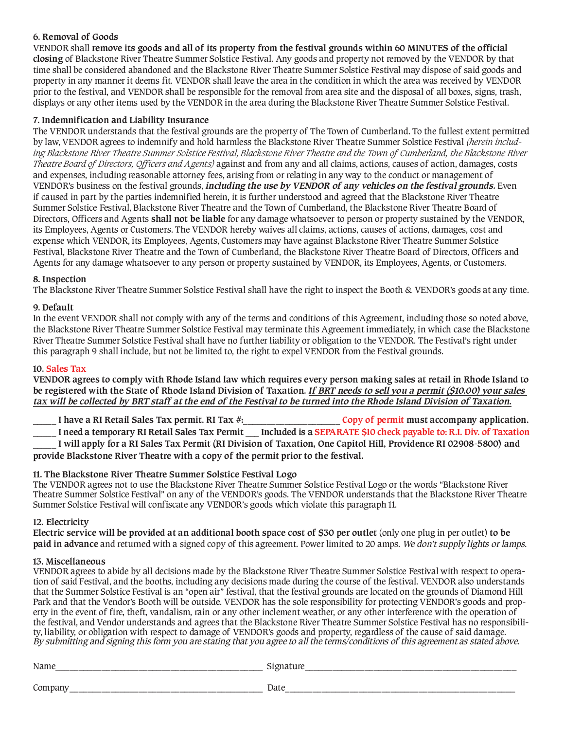### 6. Removal of Goods

VENDOR shall **remove its goods and all of its property from the festival grounds within 60 MINUTES of the official closing** of Blackstone River Theatre Summer Solstice Festival. Any goods and property not removed by the VENDOR by that time shall be considered abandoned and the Blackstone River Theatre Summer Solstice Festival may dispose of said goods and property in any manner it deems fit. VENDOR shall leave the area in the condition in which the area was received by VENDOR prior to the festival, and VENDOR shall be responsible for the removal from area site and the disposal of all boxes, signs, trash, displays or any other items used by the VENDOR in the area during the Blackstone River Theatre Summer Solstice Festival.

### 7. Indemnification and Liability Insurance

The VENDOR understands that the festival grounds are the property of The Town of Cumberland. To the fullest extent permitted by law, VENDOR agrees to indemnify and hold harmless the Blackstone River Theatre Summer Solstice Festival *(herein including Blackstone River Theatre Summer Solstice Festival, Blackstone River Theatre and the Town of Cumberland, the Blackstone River Theatre Board of Directors, Officers and Agents)* against and from any and all claims, actions, causes of action, damages, costs and expenses, including reasonable attorney fees, arising from or relating in any way to the conduct or management of VENDOR's business on the festival grounds, ***including the use by VENDOR of any vehicles on the festival grounds.*** Even if caused in part by the parties indemnified herein, it is further understood and agreed that the Blackstone River Theatre Summer Solstice Festival, Blackstone River Theatre and the Town of Cumberland, the Blackstone River Theatre Board of Directors, Officers and Agents **shall not be liable** for any damage whatsoever to person or property sustained by the VENDOR, its Employees, Agents or Customers. The VENDOR hereby waives all claims, actions, causes of actions, damages, cost and expense which VENDOR, its Employees, Agents, Customers may have against Blackstone River Theatre Summer Solstice Festival, Blackstone River Theatre and the Town of Cumberland, the Blackstone River Theatre Board of Directors, Officers and Agents for any damage whatsoever to any person or property sustained by VENDOR, its Employees, Agents, or Customers.

### 8. Inspection

The Blackstone River Theatre Summer Solstice Festival shall have the right to inspect the Booth & VENDOR's goods at any time.

### 9. Default

In the event VENDOR shall not comply with any of the terms and conditions of this Agreement, including those so noted above, the Blackstone River Theatre Summer Solstice Festival may terminate this Agreement immediately, in which case the Blackstone River Theatre Summer Solstice Festival shall have no further liability or obligation to the VENDOR. The Festival's right under this paragraph 9 shall include, but not be limited to, the right to expel VENDOR from the Festival grounds.

### 10. Sales Tax

**VENDOR agrees to comply with Rhode Island law which requires every person making sales at retail in Rhode Island to be registered with the State of Rhode Island Division of Taxation. *If BRT needs to sell you a permit ($10.00) your sales tax will be collected by BRT staff at the end of the Festival to be turned into the Rhode Island Division of Taxation.***

**_____ I have a RI Retail Sales Tax permit. RI Tax #:_____________________ Copy of permit must accompany application.**

**_____ I need a temporary RI Retail Sales Tax Permit ___ Included is a SEPARATE $10 check payable to: R.I. Div. of Taxation**

**_____ I will apply for a RI Sales Tax Permit (RI Division of Taxation, One Capitol Hill, Providence RI 02908-5800) and provide Blackstone River Theatre with a copy of the permit prior to the festival.**

### 11. The Blackstone River Theatre Summer Solstice Festival Logo

The VENDOR agrees not to use the Blackstone River Theatre Summer Solstice Festival Logo or the words "Blackstone River Theatre Summer Solstice Festival" on any of the VENDOR's goods. The VENDOR understands that the Blackstone River Theatre Summer Solstice Festival will confiscate any VENDOR's goods which violate this paragraph 11.

### 12. Electricity

**Electric service will be provided at an additional booth space cost of $30 per outlet** (only one plug in per outlet) **to be paid in advance** and returned with a signed copy of this agreement. Power limited to 20 amps. *We don't supply lights or lamps.*

### 13. Miscellaneous

VENDOR agrees to abide by all decisions made by the Blackstone River Theatre Summer Solstice Festival with respect to operation of said Festival, and the booths, including any decisions made during the course of the festival. VENDOR also understands that the Summer Solstice Festival is an "open air" festival, that the festival grounds are located on the grounds of Diamond Hill Park and that the Vendor's Booth will be outside. VENDOR has the sole responsibility for protecting VENDOR's goods and property in the event of fire, theft, vandalism, rain or any other inclement weather, or any other interference with the operation of the festival, and Vendor understands and agrees that the Blackstone River Theatre Summer Solstice Festival has no responsibility, liability, or obligation with respect to damage of VENDOR's goods and property, regardless of the cause of said damage.
*By submitting and signing this form you are stating that you agree to all the terms/conditions of this agreement as stated above.*

Name_______________________________ Signature_______________________________

Company_____________________________ Date__________________________________